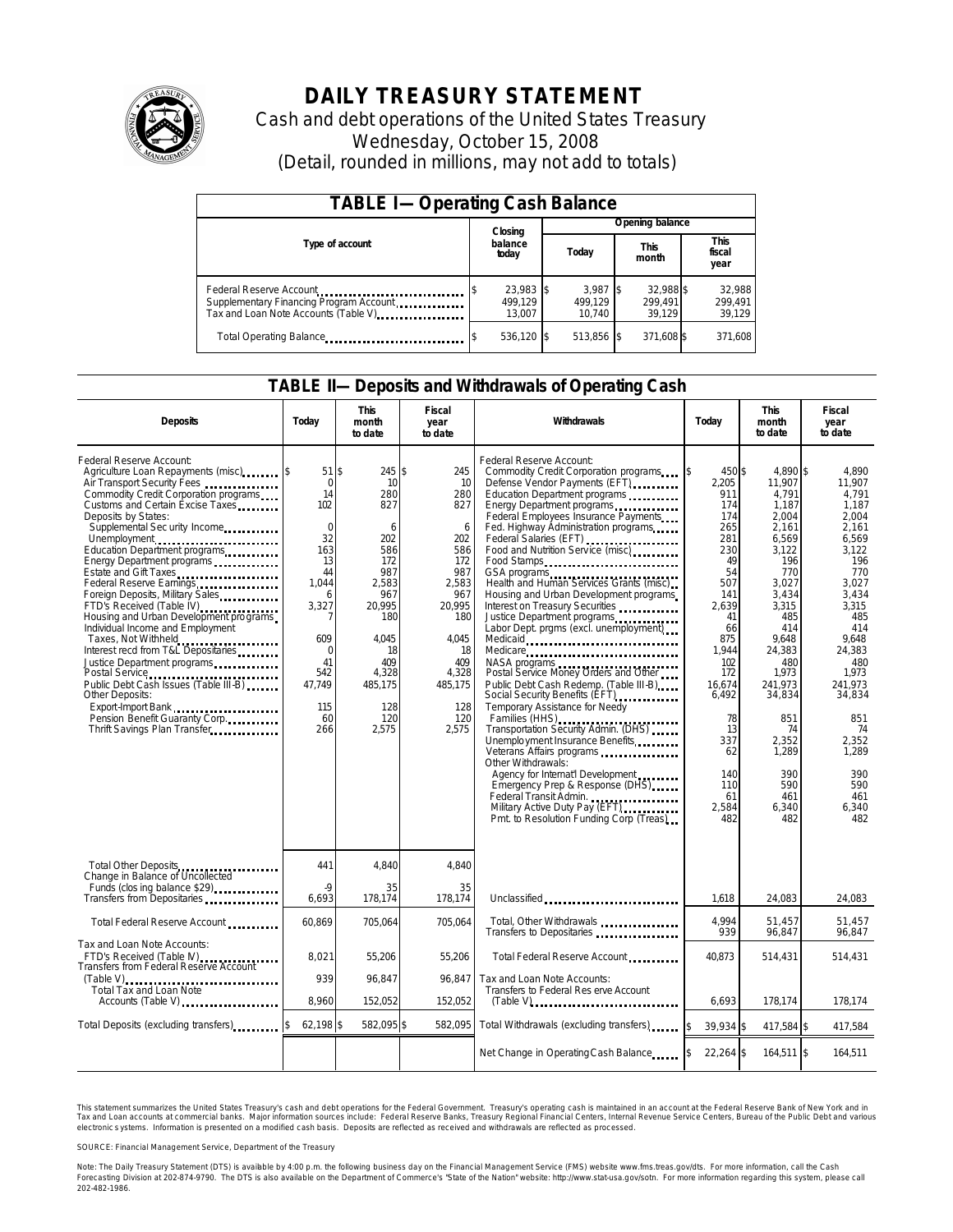# DAILY TREASURY STATEMENT

Cash and debt operations of the United States Treasury

Wednesday, October 15, 2008

(Detail, rounded in millions, may not add to totals)

## TABLE I—Operating Cash Balance

| Type of account | Closing balance today | Opening balance Today | Opening balance This month | Opening balance This fiscal year |
|---|---|---|---|---|
| Federal Reserve Account | $ 23,983 | $ 3,987 | $ 32,988 | $ 32,988 |
| Supplementary Financing Program Account | 499,129 | 499,129 | 299,491 | 299,491 |
| Tax and Loan Note Accounts (Table V) | 13,007 | 10,740 | 39,129 | 39,129 |
| Total Operating Balance | $ 536,120 | $ 513,856 | $ 371,608 | $ 371,608 |

## TABLE II—Deposits and Withdrawals of Operating Cash

| Deposits | Today | This month to date | Fiscal year to date | Withdrawals | Today | This month to date | Fiscal year to date |
|---|---|---|---|---|---|---|---|
| Federal Reserve Account: | | | | Federal Reserve Account: | | | |
| Agriculture Loan Repayments (misc) | $ 51 | $ 245 | $ 245 | Commodity Credit Corporation programs | $ 450 | $ 4,890 | $ 4,890 |
| Air Transport Security Fees | 0 | 10 | 10 | Defense Vendor Payments (EFT) | 2,205 | 11,907 | 11,907 |
| Commodity Credit Corporation programs | 14 | 280 | 280 | Education Department programs | 911 | 4,791 | 4,791 |
| Customs and Certain Excise Taxes | 102 | 827 | 827 | Energy Department programs | 174 | 1,187 | 1,187 |
| Deposits by States: | | | | Federal Employees Insurance Payments | 174 | 2,004 | 2,004 |
| Supplemental Security Income | 0 | 6 | 6 | Fed. Highway Administration programs | 265 | 2,161 | 2,161 |
| Unemployment | 32 | 202 | 202 | Federal Salaries (EFT) | 281 | 6,569 | 6,569 |
| Education Department programs | 163 | 586 | 586 | Food and Nutrition Service (misc) | 230 | 3,122 | 3,122 |
| Energy Department programs | 13 | 172 | 172 | Food Stamps | 49 | 196 | 196 |
| Estate and Gift Taxes | 44 | 987 | 987 | GSA programs | 54 | 770 | 770 |
| Federal Reserve Earnings | 1,044 | 2,583 | 2,583 | Health and Human Services Grants (misc) | 507 | 3,027 | 3,027 |
| Foreign Deposits, Military Sales | 6 | 967 | 967 | Housing and Urban Development programs | 141 | 3,434 | 3,434 |
| FTD's Received (Table IV) | 3,327 | 20,995 | 20,995 | Interest on Treasury Securities | 2,639 | 3,315 | 3,315 |
| Housing and Urban Development programs | 7 | 180 | 180 | Justice Department programs | 41 | 485 | 485 |
| Individual Income and Employment Taxes, Not Withheld | 609 | 4,045 | 4,045 | Labor Dept. prgms (excl. unemployment) | 66 | 414 | 414 |
| Interest recd from T&L Depositaries | 0 | 18 | 18 | Medicaid | 875 | 9,648 | 9,648 |
| Justice Department programs | 41 | 409 | 409 | Medicare | 1,944 | 24,383 | 24,383 |
| Postal Service | 542 | 4,328 | 4,328 | NASA programs | 102 | 480 | 480 |
| Public Debt Cash Issues (Table III-B) | 47,749 | 485,175 | 485,175 | Postal Service Money Orders and Other | 172 | 1,973 | 1,973 |
| Other Deposits: | | | | Public Debt Cash Redemp. (Table III-B) | 16,674 | 241,973 | 241,973 |
| Export-Import Bank | 115 | 128 | 128 | Social Security Benefits (EFT) | 6,492 | 34,834 | 34,834 |
| Pension Benefit Guaranty Corp. | 60 | 120 | 120 | Temporary Assistance for Needy Families (HHS) | 78 | 851 | 851 |
| Thrift Savings Plan Transfer | 266 | 2,575 | 2,575 | Transportation Security Admin. (DHS) | 13 | 74 | 74 |
| | | | | Unemployment Insurance Benefits | 337 | 2,352 | 2,352 |
| | | | | Veterans Affairs programs | 62 | 1,289 | 1,289 |
| | | | | Other Withdrawals: | | | |
| | | | | Agency for Internat'l Development | 140 | 390 | 390 |
| | | | | Emergency Prep & Response (DHS) | 110 | 590 | 590 |
| | | | | Federal Transit Admin. | 61 | 461 | 461 |
| | | | | Military Active Duty Pay (EFT) | 2,584 | 6,340 | 6,340 |
| | | | | Pmt. to Resolution Funding Corp (Treas) | 482 | 482 | 482 |
| Total Other Deposits | 441 | 4,840 | 4,840 | | | | |
| Change in Balance of Uncollected Funds (closing balance $29) | -9 | 35 | 35 | | | | |
| Transfers from Depositaries | 6,693 | 178,174 | 178,174 | Unclassified | 1,618 | 24,083 | 24,083 |
| Total Federal Reserve Account | 60,869 | 705,064 | 705,064 | Total, Other Withdrawals | 4,994 | 51,457 | 51,457 |
| | | | | Transfers to Depositaries | 939 | 96,847 | 96,847 |
| Tax and Loan Note Accounts: | | | | | | | |
| FTD's Received (Table IV) | 8,021 | 55,206 | 55,206 | Total Federal Reserve Account | 40,873 | 514,431 | 514,431 |
| Transfers from Federal Reserve Account (Table V) | 939 | 96,847 | 96,847 | Tax and Loan Note Accounts: | | | |
| Total Tax and Loan Note Accounts (Table V) | 8,960 | 152,052 | 152,052 | Transfers to Federal Reserve Account (Table V) | 6,693 | 178,174 | 178,174 |
| Total Deposits (excluding transfers) | $ 62,198 | $ 582,095 | $ 582,095 | Total Withdrawals (excluding transfers) | $ 39,934 | $ 417,584 | $ 417,584 |
| | | | | Net Change in Operating Cash Balance | $ 22,264 | $ 164,511 | $ 164,511 |

This statement summarizes the United States Treasury's cash and debt operations for the Federal Government. Treasury's operating cash is maintained in an account at the Federal Reserve Bank of New York and in Tax and Loan accounts at commercial banks. Major information sources include: Federal Reserve Banks, Treasury Regional Financial Centers, Internal Revenue Service Centers, Bureau of the Public Debt and various electronic systems. Information is presented on a modified cash basis. Deposits are reflected as received and withdrawals are reflected as processed.

SOURCE: Financial Management Service, Department of the Treasury

Note: The Daily Treasury Statement (DTS) is available by 4:00 p.m. the following business day on the Financial Management Service (FMS) website www.fms.treas.gov/dts. For more information, call the Cash Forecasting Division at 202-874-9790. The DTS is also available on the Department of Commerce's "State of the Nation" website: http://www.stat-usa.gov/sotn. For more information regarding this system, please call 202-482-1986.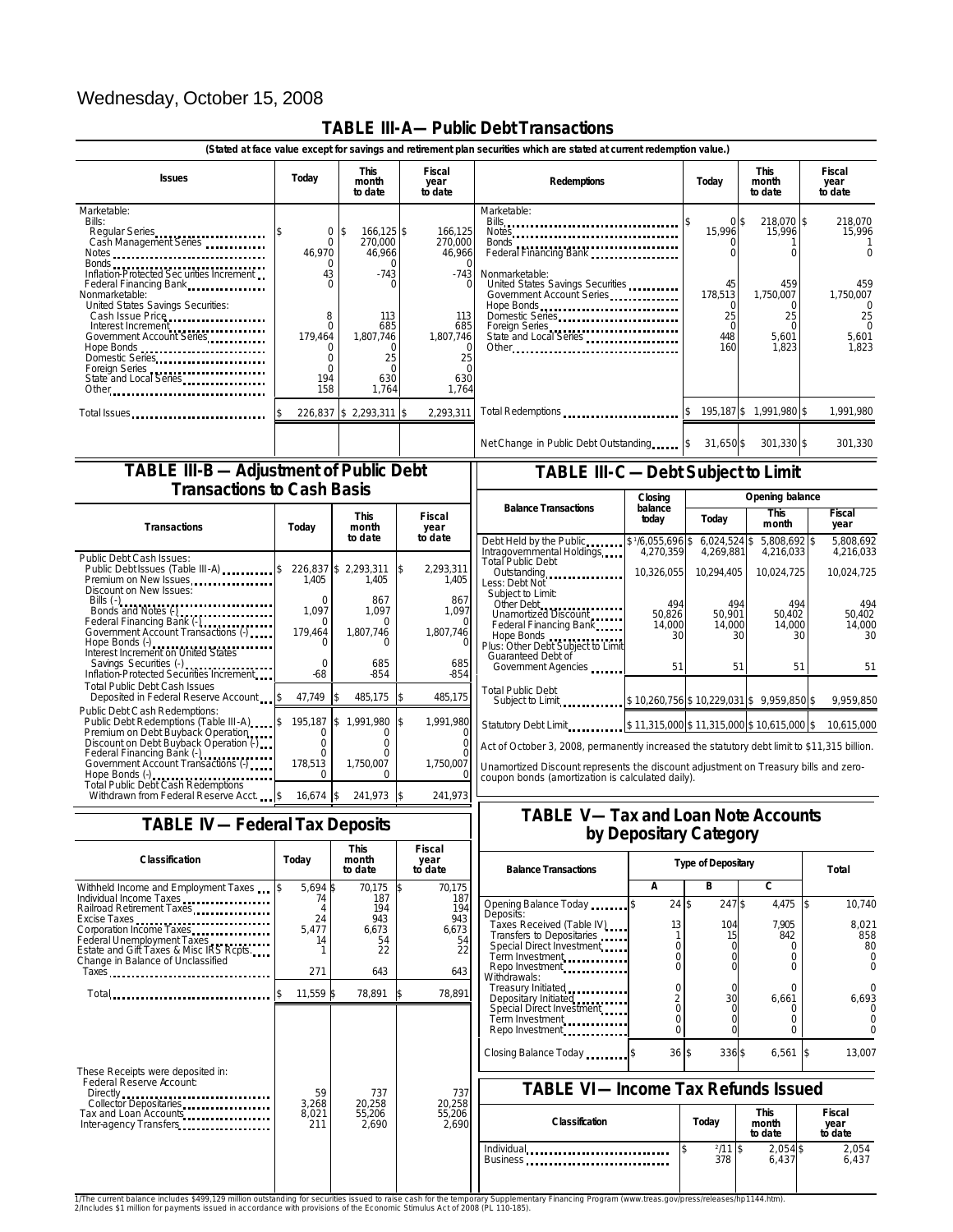Wednesday, October 15, 2008

## TABLE III-A— Public Debt Transactions

(Stated at face value except for savings and retirement plan securities which are stated at current redemption value.)

| Issues | Today | This month to date | Fiscal year to date |
|---|---|---|---|
| Marketable: | | | |
| Bills: | | | |
| Regular Series | $ 0 | $ 166,125 | $ 166,125 |
| Cash Management Series | 0 | 270,000 | 270,000 |
| Notes | 46,970 | 46,966 | 46,966 |
| Bonds | 0 | 0 | 0 |
| Inflation-Protected Securities Increment | 43 | -743 | -743 |
| Federal Financing Bank | 0 | 0 | 0 |
| Nonmarketable: | | | |
| United States Savings Securities: | | | |
| Cash Issue Price | 8 | 113 | 113 |
| Interest Increment | 0 | 685 | 685 |
| Government Account Series | 179,464 | 1,807,746 | 1,807,746 |
| Hope Bonds | 0 | 0 | 0 |
| Domestic Series | 0 | 25 | 25 |
| Foreign Series | 0 | 0 | 0 |
| State and Local Series | 194 | 630 | 630 |
| Other | 158 | 1,764 | 1,764 |
| Total Issues | $ 226,837 | $ 2,293,311 | $ 2,293,311 |

| Redemptions | Today | This month to date | Fiscal year to date |
|---|---|---|---|
| Marketable: | | | |
| Bills | $ 0 | $ 218,070 | $ 218,070 |
| Notes | 15,996 | 15,996 | 15,996 |
| Bonds | 0 | 1 | 1 |
| Federal Financing Bank | 0 | 0 | 0 |
| Nonmarketable: | | | |
| United States Savings Securities | 45 | 459 | 459 |
| Government Account Series | 178,513 | 1,750,007 | 1,750,007 |
| Hope Bonds | 0 | 0 | 0 |
| Domestic Series | 25 | 25 | 25 |
| Foreign Series | 0 | 0 | 0 |
| State and Local Series | 448 | 5,601 | 5,601 |
| Other | 160 | 1,823 | 1,823 |
| Total Redemptions | $ 195,187 | $ 1,991,980 | $ 1,991,980 |
| Net Change in Public Debt Outstanding | $ 31,650 | $ 301,330 | $ 301,330 |

## TABLE III-B — Adjustment of Public Debt Transactions to Cash Basis

| Transactions | Today | This month to date | Fiscal year to date |
|---|---|---|---|
| Public Debt Cash Issues: | | | |
| Public Debt Issues (Table III-A) | $ 226,837 | $ 2,293,311 | $ 2,293,311 |
| Premium on New Issues | 1,405 | 1,405 | 1,405 |
| Discount on New Issues: | | | |
| Bills (-) | 0 | 867 | 867 |
| Bonds and Notes (-) | 1,097 | 1,097 | 1,097 |
| Federal Financing Bank (-) | 0 | 0 | 0 |
| Government Account Transactions (-) | 179,464 | 1,807,746 | 1,807,746 |
| Hope Bonds (-) | 0 | 0 | 0 |
| Interest Increment on United States Savings Securities (-) | 0 | 685 | 685 |
| Inflation-Protected Securities Increment | -68 | -854 | -854 |
| Total Public Debt Cash Issues Deposited in Federal Reserve Account | $ 47,749 | $ 485,175 | $ 485,175 |
| Public Debt Cash Redemptions: | | | |
| Public Debt Redemptions (Table III-A) | $ 195,187 | $ 1,991,980 | $ 1,991,980 |
| Premium on Debt Buyback Operation | 0 | 0 | 0 |
| Discount on Debt Buyback Operation (-) | 0 | 0 | 0 |
| Federal Financing Bank (-) | 0 | 0 | 0 |
| Government Account Transactions (-) | 178,513 | 1,750,007 | 1,750,007 |
| Hope Bonds (-) | 0 | 0 | 0 |
| Total Public Debt Cash Redemptions Withdrawn from Federal Reserve Acct. | $ 16,674 | $ 241,973 | $ 241,973 |

## TABLE III-C — Debt Subject to Limit

| Balance Transactions | Closing balance today | Opening balance Today | Opening balance This month | Opening balance Fiscal year |
|---|---|---|---|---|
| Debt Held by the Public | $ [1]6,055,696 | $ 6,024,524 | $ 5,808,692 | $ 5,808,692 |
| Intragovernmental Holdings | 4,270,359 | 4,269,881 | 4,216,033 | 4,216,033 |
| Total Public Debt Outstanding | 10,326,055 | 10,294,405 | 10,024,725 | 10,024,725 |
| Less: Debt Not Subject to Limit: | | | | |
| Other Debt | 494 | 494 | 494 | 494 |
| Unamortized Discount | 50,826 | 50,901 | 50,402 | 50,402 |
| Federal Financing Bank | 14,000 | 14,000 | 14,000 | 14,000 |
| Hope Bonds | 30 | 30 | 30 | 30 |
| Plus: Other Debt Subject to Limit Guaranteed Debt of Government Agencies | 51 | 51 | 51 | 51 |
| Total Public Debt Subject to Limit | $ 10,260,756 | $ 10,229,031 | $ 9,959,850 | $ 9,959,850 |
| Statutory Debt Limit | $ 11,315,000 | $ 11,315,000 | $ 10,615,000 | $ 10,615,000 |

Act of October 3, 2008, permanently increased the statutory debt limit to $11,315 billion.

Unamortized Discount represents the discount adjustment on Treasury bills and zero-coupon bonds (amortization is calculated daily).

## TABLE IV — Federal Tax Deposits

| Classification | Today | This month to date | Fiscal year to date |
|---|---|---|---|
| Withheld Income and Employment Taxes | $ 5,694 | $ 70,175 | $ 70,175 |
| Individual Income Taxes | 74 | 187 | 187 |
| Railroad Retirement Taxes | 4 | 194 | 194 |
| Excise Taxes | 24 | 943 | 943 |
| Corporation Income Taxes | 5,477 | 6,673 | 6,673 |
| Federal Unemployment Taxes | 14 | 54 | 54 |
| Estate and Gift Taxes & Misc IRS Rcpts. | 1 | 22 | 22 |
| Change in Balance of Unclassified Taxes | 271 | 643 | 643 |
| Total | $ 11,559 | $ 78,891 | $ 78,891 |
| These Receipts were deposited in: | | | |
| Federal Reserve Account: | | | |
| Directly | 59 | 737 | 737 |
| Collector Depositaries | 3,268 | 20,258 | 20,258 |
| Tax and Loan Accounts | 8,021 | 55,206 | 55,206 |
| Inter-agency Transfers | 211 | 2,690 | 2,690 |

## TABLE V— Tax and Loan Note Accounts by Depositary Category

| Balance Transactions | Type of Depositary A | B | C | Total |
|---|---|---|---|---|
| Opening Balance Today | $ 24 | $ 247 | $ 4,475 | $ 10,740 |
| Deposits: | | | | |
| Taxes Received (Table IV) | 13 | 104 | 7,905 | 8,021 |
| Transfers to Depositaries | 1 | 15 | 842 | 858 |
| Special Direct Investment | 0 | 0 | 0 | 80 |
| Term Investment | 0 | 0 | 0 | 0 |
| Repo Investment | 0 | 0 | 0 | 0 |
| Withdrawals: | | | | |
| Treasury Initiated | 0 | 0 | 0 | 0 |
| Depositary Initiated | 2 | 30 | 6,661 | 6,693 |
| Special Direct Investment | 0 | 0 | 0 | 0 |
| Term Investment | 0 | 0 | 0 | 0 |
| Repo Investment | 0 | 0 | 0 | 0 |
| Closing Balance Today | $ 36 | $ 336 | $ 6,561 | $ 13,007 |

## TABLE VI— Income Tax Refunds Issued

| Classification | Today | This month to date | Fiscal year to date |
|---|---|---|---|
| Individual | $ [2]/11 | $ 2,054 | $ 2,054 |
| Business | 378 | 6,437 | 6,437 |

1/The current balance includes $499,129 million outstanding for securities issued to raise cash for the temporary Supplementary Financing Program (www.treas.gov/press/releases/hp1144.htm).
2/Includes $1 million for payments issued in accordance with provisions of the Economic Stimulus Act of 2008 (PL 110-185).